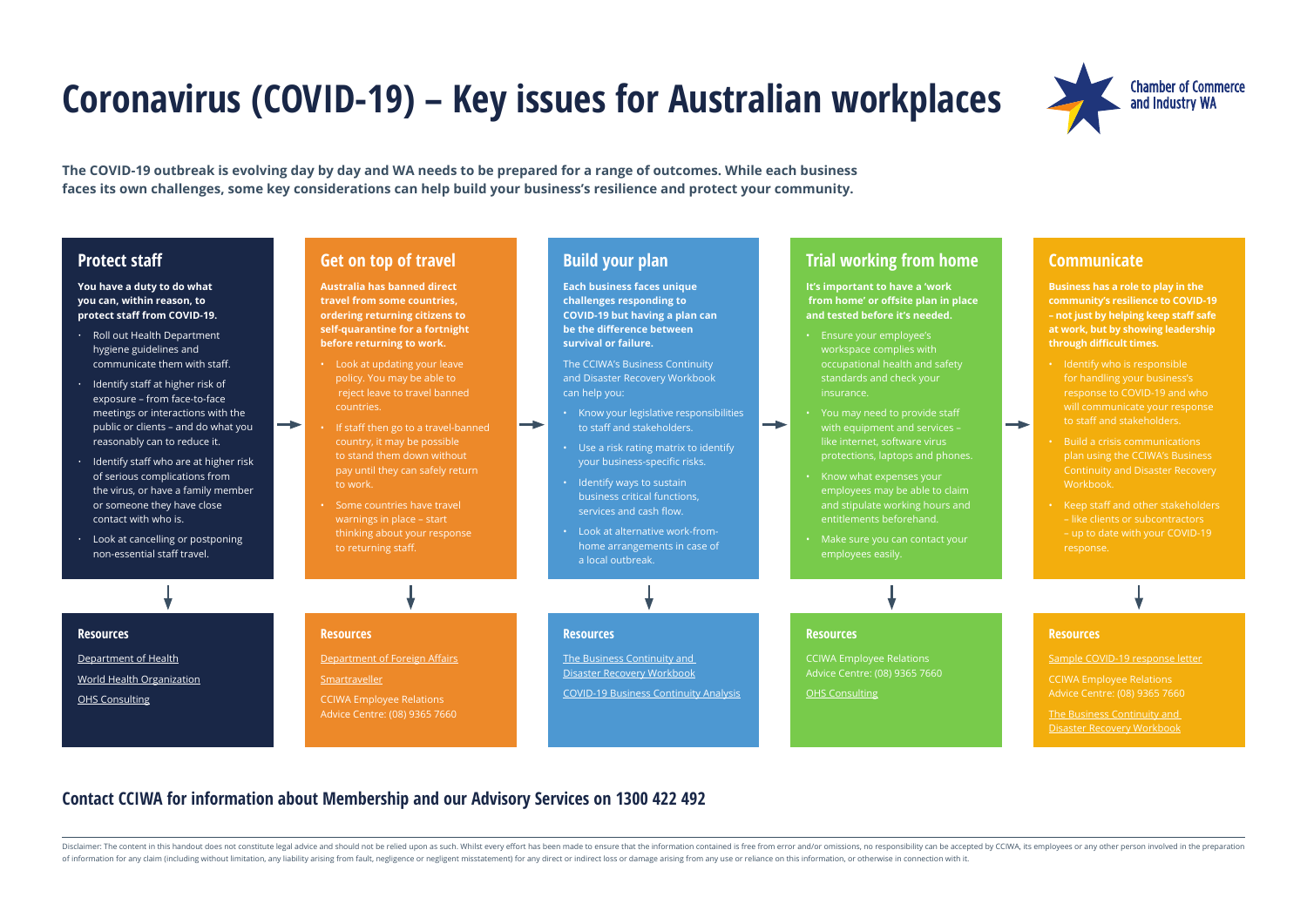# Coronavirus (COVID-19) – Key issues for Australian workplaces

Chamber of Commerce and Industry WA

**The COVID-19 outbreak is evolving day by day and WA needs to be prepared for a range of outcomes. While each business faces its own challenges, some key considerations can help build your business's resilience and protect your community.**

## Protect staff

**You have a duty to do what you can, within reason, to protect staff from COVID-19.**

- Roll out Health Department hygiene guidelines and communicate them with staff.
- Identify staff at higher risk of exposure – from face-to-face meetings or interactions with the public or clients – and do what you reasonably can to reduce it.
- Identify staff who are at higher risk of serious complications from the virus, or have a family member or someone they have close contact with who is.
- Look at cancelling or postponing non-essential staff travel.

### Resources

Department of Health

World Health Organization

OHS Consulting

## Get on top of travel

**Australia has banned direct travel from some countries, ordering returning citizens to self-quarantine for a fortnight before returning to work.**

- Look at updating your leave policy. You may be able to reject leave to travel banned countries.
- If staff then go to a travel-banned country, it may be possible to stand them down without pay until they can safely return to work.
- Some countries have travel warnings in place – start thinking about your response to returning staff.

### Resources

Department of Foreign Affairs

Smartraveller

CCIWA Employee Relations Advice Centre: (08) 9365 7660

## Build your plan

**Each business faces unique challenges responding to COVID-19 but having a plan can be the difference between survival or failure.**

The CCIWA's Business Continuity and Disaster Recovery Workbook can help you:

- Know your legislative responsibilities to staff and stakeholders.
- Use a risk rating matrix to identify your business-specific risks.
- Identify ways to sustain business critical functions, services and cash flow.
- Look at alternative work-from-home arrangements in case of a local outbreak.

### Resources

The Business Continuity and Disaster Recovery Workbook

COVID-19 Business Continuity Analysis

## Trial working from home

**It's important to have a 'work from home' or offsite plan in place and tested before it's needed.**

- Ensure your employee's workspace complies with occupational health and safety standards and check your insurance.
- You may need to provide staff with equipment and services – like internet, software virus protections, laptops and phones.
- Know what expenses your employees may be able to claim and stipulate working hours and entitlements beforehand.
- Make sure you can contact your employees easily.

### Resources

CCIWA Employee Relations Advice Centre: (08) 9365 7660

OHS Consulting

## Communicate

**Business has a role to play in the community's resilience to COVID-19 – not just by helping keep staff safe at work, but by showing leadership through difficult times.**

- Identify who is responsible for handling your business's response to COVID-19 and who will communicate your response to staff and stakeholders.
- Build a crisis communications plan using the CCIWA's Business Continuity and Disaster Recovery Workbook.
- Keep staff and other stakeholders – like clients or subcontractors – up to date with your COVID-19 response.

### Resources

Sample COVID-19 response letter

CCIWA Employee Relations Advice Centre: (08) 9365 7660

The Business Continuity and Disaster Recovery Workbook

## Contact CCIWA for information about Membership and our Advisory Services on 1300 422 492

Disclaimer: The content in this handout does not constitute legal advice and should not be relied upon as such. Whilst every effort has been made to ensure that the information contained is free from error and/or omissions, no responsibility can be accepted by CCIWA, its employees or any other person involved in the preparation of information for any claim (including without limitation, any liability arising from fault, negligence or negligent misstatement) for any direct or indirect loss or damage arising from any use or reliance on this information, or otherwise in connection with it.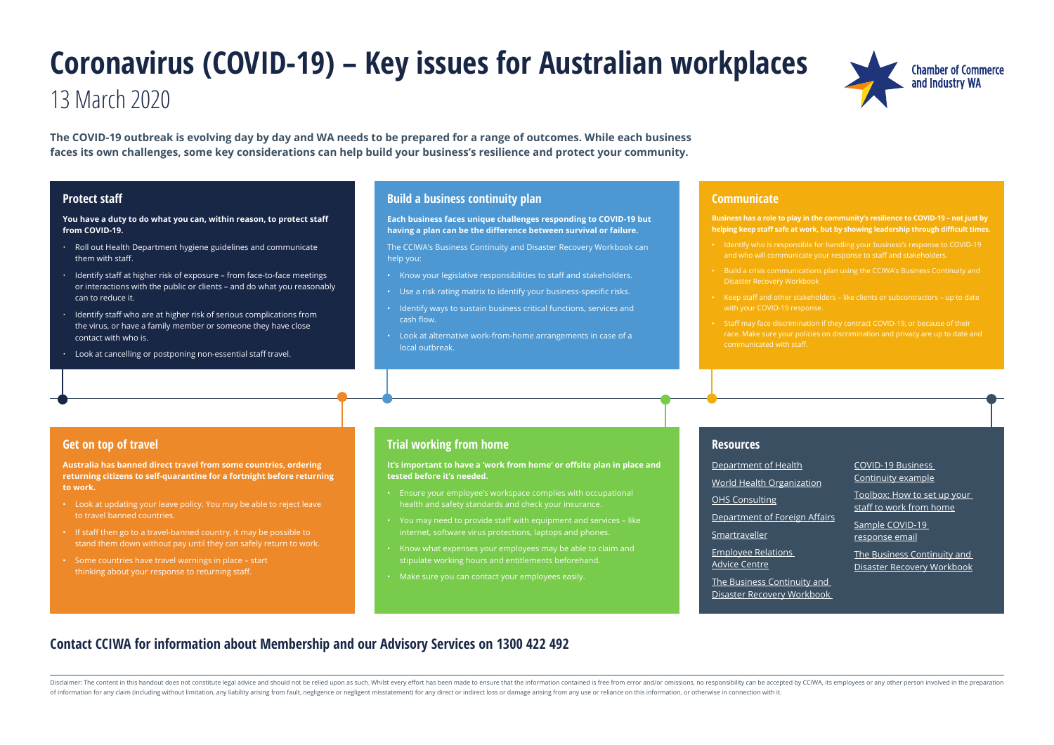# Coronavirus (COVID-19) – Key issues for Australian workplaces

13 March 2020

Chamber of Commerce and Industry WA

**The COVID-19 outbreak is evolving day by day and WA needs to be prepared for a range of outcomes. While each business faces its own challenges, some key considerations can help build your business's resilience and protect your community.**

## Protect staff

**You have a duty to do what you can, within reason, to protect staff from COVID-19.**

- Roll out Health Department hygiene guidelines and communicate them with staff.
- Identify staff at higher risk of exposure – from face-to-face meetings or interactions with the public or clients – and do what you reasonably can to reduce it.
- Identify staff who are at higher risk of serious complications from the virus, or have a family member or someone they have close contact with who is.
- Look at cancelling or postponing non-essential staff travel.

## Build a business continuity plan

**Each business faces unique challenges responding to COVID-19 but having a plan can be the difference between survival or failure.**

The CCIWA's Business Continuity and Disaster Recovery Workbook can help you:

- Know your legislative responsibilities to staff and stakeholders.
- Use a risk rating matrix to identify your business-specific risks.
- Identify ways to sustain business critical functions, services and cash flow.
- Look at alternative work-from-home arrangements in case of a local outbreak.

## Communicate

**Business has a role to play in the community's resilience to COVID-19 – not just by helping keep staff safe at work, but by showing leadership through difficult times.**

- Identify who is responsible for handling your business's response to COVID-19 and who will communicate your response to staff and stakeholders.
- Build a crisis communications plan using the CCIWA's Business Continuity and Disaster Recovery Workbook
- Keep staff and other stakeholders – like clients or subcontractors – up to date with your COVID-19 response.
- Staff may face discrimination if they contract COVID-19, or because of their race. Make sure your policies on discrimination and privacy are up to date and communicated with staff.

## Get on top of travel

**Australia has banned direct travel from some countries, ordering returning citizens to self-quarantine for a fortnight before returning to work.**

- Look at updating your leave policy. You may be able to reject leave to travel banned countries.
- If staff then go to a travel-banned country, it may be possible to stand them down without pay until they can safely return to work.
- Some countries have travel warnings in place – start thinking about your response to returning staff.

## Trial working from home

**It's important to have a 'work from home' or offsite plan in place and tested before it's needed.**

- Ensure your employee's workspace complies with occupational health and safety standards and check your insurance.
- You may need to provide staff with equipment and services – like internet, software virus protections, laptops and phones.
- Know what expenses your employees may be able to claim and stipulate working hours and entitlements beforehand.
- Make sure you can contact your employees easily.

## Resources

- Department of Health
- World Health Organization
- OHS Consulting
- Department of Foreign Affairs
- Smartraveller
- Employee Relations Advice Centre
- The Business Continuity and Disaster Recovery Workbook
- COVID-19 Business Continuity example
- Toolbox: How to set up your staff to work from home
- Sample COVID-19 response email
- The Business Continuity and Disaster Recovery Workbook

## Contact CCIWA for information about Membership and our Advisory Services on 1300 422 492

Disclaimer: The content in this handout does not constitute legal advice and should not be relied upon as such. Whilst every effort has been made to ensure that the information contained is free from error and/or omissions, no responsibility can be accepted by CCIWA, its employees or any other person involved in the preparation of information for any claim (including without limitation, any liability arising from fault, negligence or negligent misstatement) for any direct or indirect loss or damage arising from any use or reliance on this information, or otherwise in connection with it.